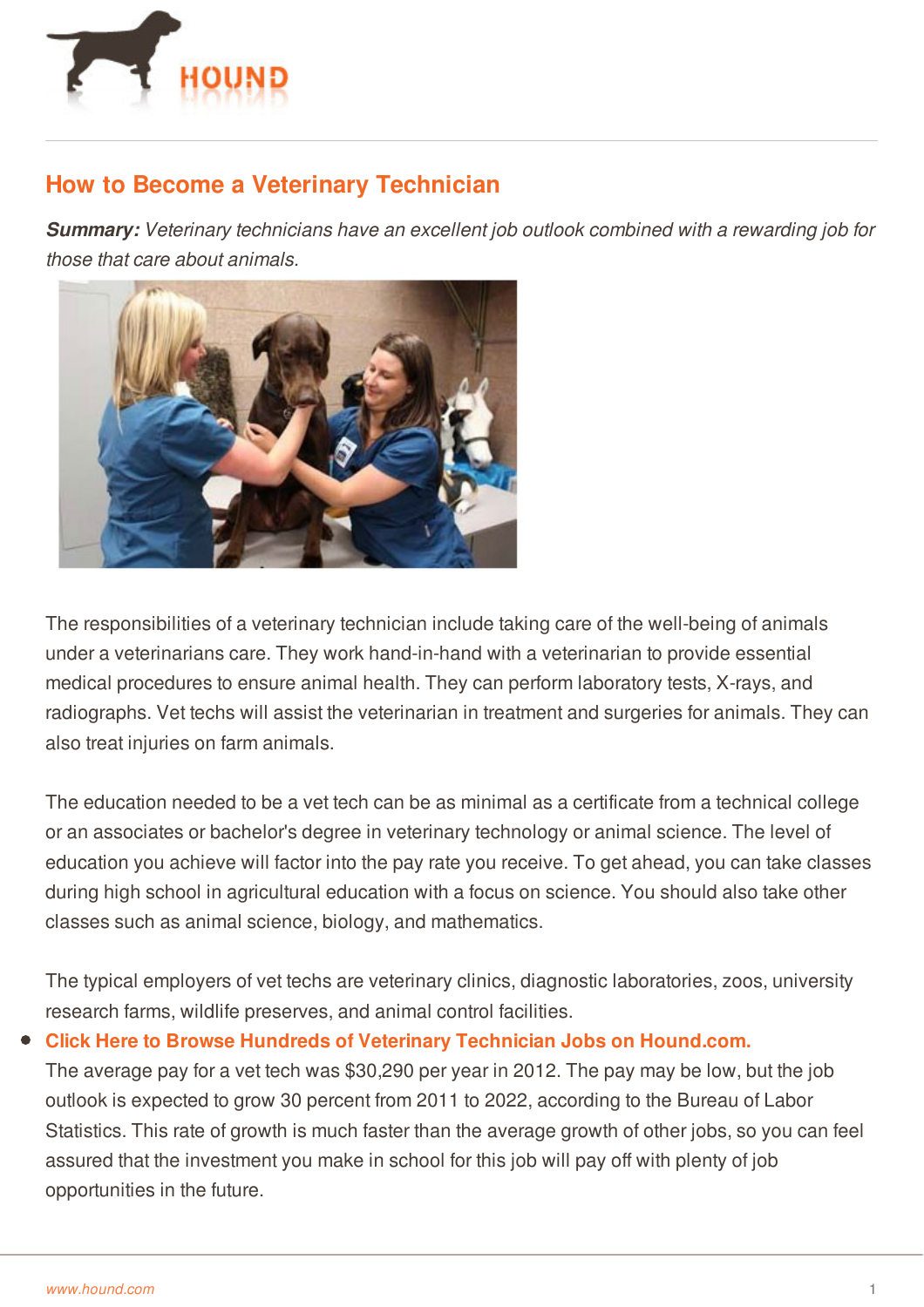# How to Become a Veterinary Technician

***Summary:*** *Veterinary technicians have an excellent job outlook combined with a rewarding job for those that care about animals.*

The responsibilities of a veterinary technician include taking care of the well-being of animals under a veterinarians care. They work hand-in-hand with a veterinarian to provide essential medical procedures to ensure animal health. They can perform laboratory tests, X-rays, and radiographs. Vet techs will assist the veterinarian in treatment and surgeries for animals. They can also treat injuries on farm animals.

The education needed to be a vet tech can be as minimal as a certificate from a technical college or an associates or bachelor's degree in veterinary technology or animal science. The level of education you achieve will factor into the pay rate you receive. To get ahead, you can take classes during high school in agricultural education with a focus on science. You should also take other classes such as animal science, biology, and mathematics.

The typical employers of vet techs are veterinary clinics, diagnostic laboratories, zoos, university research farms, wildlife preserves, and animal control facilities.

- **Click Here to Browse Hundreds of Veterinary Technician Jobs on Hound.com.**

The average pay for a vet tech was $30,290 per year in 2012. The pay may be low, but the job outlook is expected to grow 30 percent from 2011 to 2022, according to the Bureau of Labor Statistics. This rate of growth is much faster than the average growth of other jobs, so you can feel assured that the investment you make in school for this job will pay off with plenty of job opportunities in the future.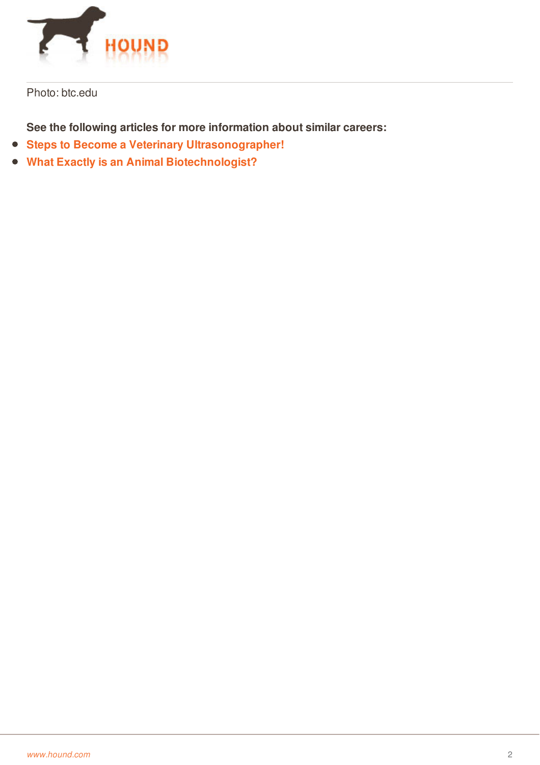Photo: btc.edu

**See the following articles for more information about similar careers:**

- **Steps to Become a Veterinary Ultrasonographer!**
- **What Exactly is an Animal Biotechnologist?**